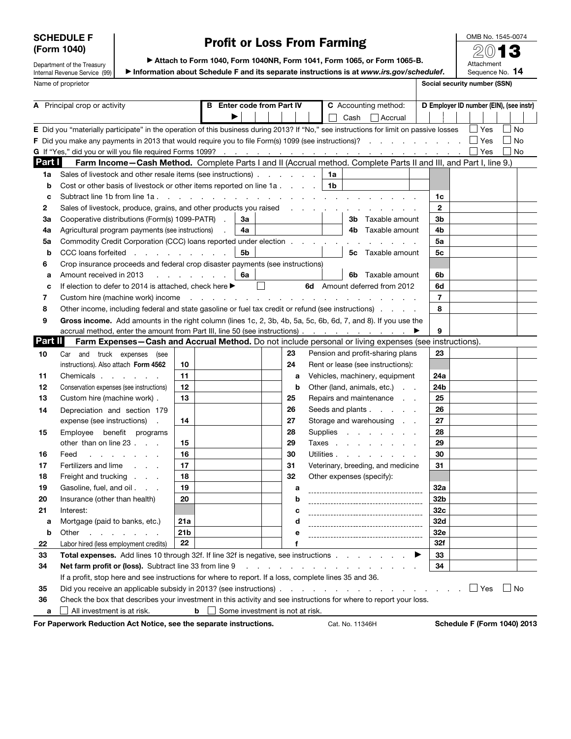# SCHEDULE F (Form 1040)

Department of the Treasury
Internal Revenue Service (99)

## Profit or Loss From Farming

▶ Attach to Form 1040, Form 1040NR, Form 1041, Form 1065, or Form 1065-B.

▶ Information about Schedule F and its separate instructions is at *www.irs.gov/schedulef*.

OMB No. 1545-0074

2013

Attachment Sequence No. **14**

| Name of proprietor | Social security number (SSN) |
|---|---|
| | |

| A Principal crop or activity | B Enter code from Part IV ▶ | C Accounting method: ☐ Cash ☐ Accrual | D Employer ID number (EIN), (see instr) |
|---|---|---|---|
| | | | |

**E** Did you "materially participate" in the operation of this business during 2013? If "No," see instructions for limit on passive losses ☐ Yes ☐ No

**F** Did you make any payments in 2013 that would require you to file Form(s) 1099 (see instructions)? ☐ Yes ☐ No

**G** If "Yes," did you or will you file required Forms 1099? ☐ Yes ☐ No

### Part I Farm Income—Cash Method. Complete Parts I and II (Accrual method. Complete Parts II and III, and Part I, line 9.)

| Line | Description | | | | |
|---|---|---|---|---|---|
| 1a | Sales of livestock and other resale items (see instructions) | 1a | | | |
| b | Cost or other basis of livestock or other items reported on line 1a | 1b | | | |
| c | Subtract line 1b from line 1a | | | 1c | |
| 2 | Sales of livestock, produce, grains, and other products you raised | | | 2 | |
| 3a | Cooperative distributions (Form(s) 1099-PATR) | 3a | 3b Taxable amount | 3b | |
| 4a | Agricultural program payments (see instructions) | 4a | 4b Taxable amount | 4b | |
| 5a | Commodity Credit Corporation (CCC) loans reported under election | | | 5a | |
| b | CCC loans forfeited | 5b | 5c Taxable amount | 5c | |
| 6 | Crop insurance proceeds and federal crop disaster payments (see instructions) | | | | |
| a | Amount received in 2013 | 6a | 6b Taxable amount | 6b | |
| c | If election to defer to 2014 is attached, check here ▶ ☐ | | 6d Amount deferred from 2012 | 6d | |
| 7 | Custom hire (machine work) income | | | 7 | |
| 8 | Other income, including federal and state gasoline or fuel tax credit or refund (see instructions) | | | 8 | |
| 9 | **Gross income.** Add amounts in the right column (lines 1c, 2, 3b, 4b, 5a, 5c, 6b, 6d, 7, and 8). If you use the accrual method, enter the amount from Part III, line 50 (see instructions) ▶ | | | 9 | |

### Part II Farm Expenses—Cash and Accrual Method. Do not include personal or living expenses (see instructions).

| Line | Description | | | Line | Description | | |
|---|---|---|---|---|---|---|---|
| 10 | Car and truck expenses (see instructions). Also attach **Form 4562** | 10 | | 23 | Pension and profit-sharing plans | 23 | |
| | | | | 24 | Rent or lease (see instructions): | | |
| 11 | Chemicals | 11 | | a | Vehicles, machinery, equipment | 24a | |
| 12 | Conservation expenses (see instructions) | 12 | | b | Other (land, animals, etc.) | 24b | |
| 13 | Custom hire (machine work) | 13 | | 25 | Repairs and maintenance | 25 | |
| 14 | Depreciation and section 179 expense (see instructions) | 14 | | 26 | Seeds and plants | 26 | |
| | | | | 27 | Storage and warehousing | 27 | |
| 15 | Employee benefit programs other than on line 23 | 15 | | 28 | Supplies | 28 | |
| | | | | 29 | Taxes | 29 | |
| 16 | Feed | 16 | | 30 | Utilities | 30 | |
| 17 | Fertilizers and lime | 17 | | 31 | Veterinary, breeding, and medicine | 31 | |
| 18 | Freight and trucking | 18 | | 32 | Other expenses (specify): | | |
| 19 | Gasoline, fuel, and oil | 19 | | a | | 32a | |
| 20 | Insurance (other than health) | 20 | | b | | 32b | |
| 21 | Interest: | | | c | | 32c | |
| a | Mortgage (paid to banks, etc.) | 21a | | d | | 32d | |
| b | Other | 21b | | e | | 32e | |
| 22 | Labor hired (less employment credits) | 22 | | f | | 32f | |

| Line | Description | | |
|---|---|---|---|
| 33 | **Total expenses.** Add lines 10 through 32f. If line 32f is negative, see instructions ▶ | 33 | |
| 34 | **Net farm profit or (loss).** Subtract line 33 from line 9 | 34 | |

If a profit, stop here and see instructions for where to report. If a loss, complete lines 35 and 36.

**35** Did you receive an applicable subsidy in 2013? (see instructions) ☐ Yes ☐ No

**36** Check the box that describes your investment in this activity and see instructions for where to report your loss.

**a** ☐ All investment is at risk. **b** ☐ Some investment is not at risk.

**For Paperwork Reduction Act Notice, see the separate instructions.** Cat. No. 11346H **Schedule F (Form 1040) 2013**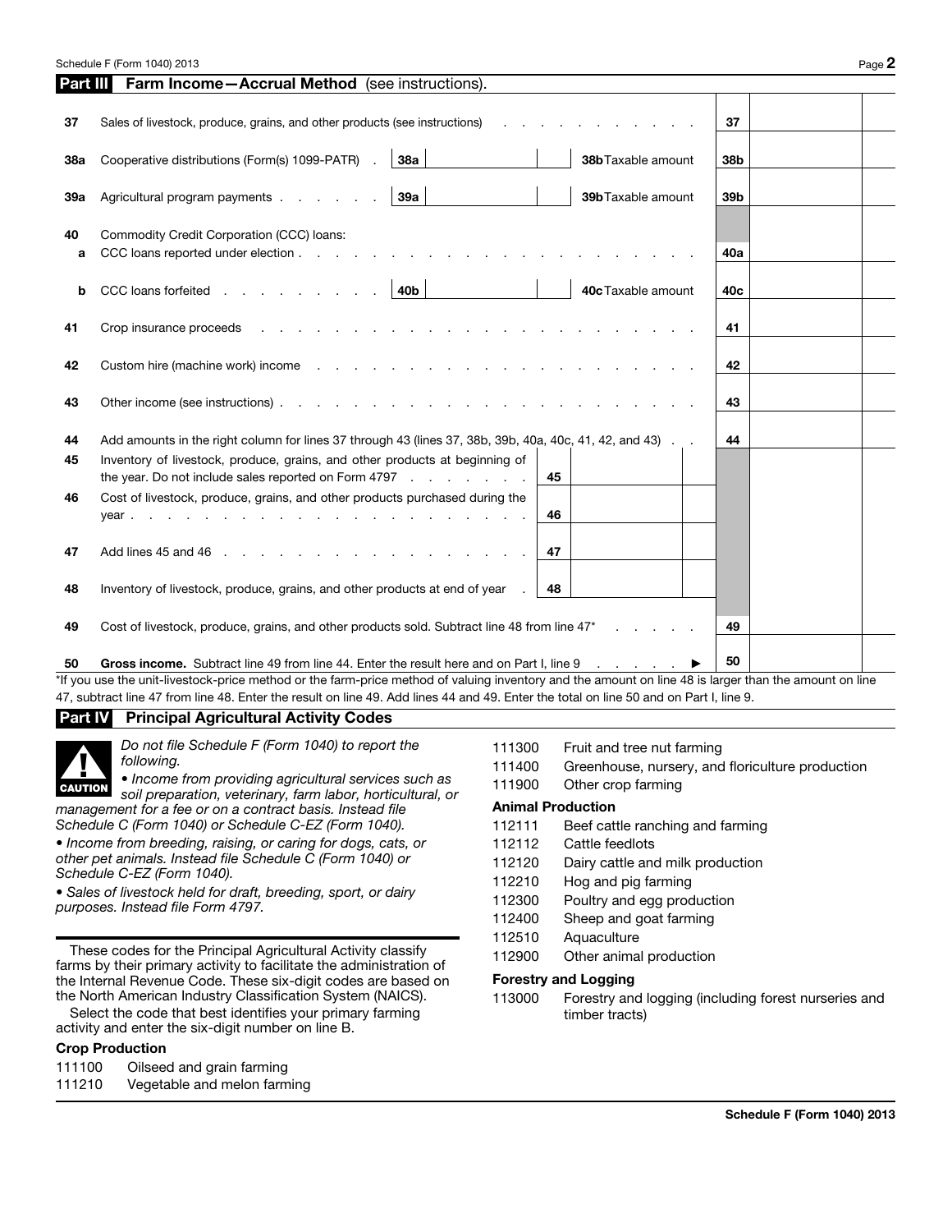## Part III Farm Income—Accrual Method (see instructions).

| | | | |
|---|---|---|---|
| 37 | Sales of livestock, produce, grains, and other products (see instructions) | 37 | |
| 38a | Cooperative distributions (Form(s) 1099-PATR) . . 38a ______ 38b Taxable amount | 38b | |
| 39a | Agricultural program payments . . . . . . 39a ______ 39b Taxable amount | 39b | |
| 40 | Commodity Credit Corporation (CCC) loans: | | |
| a | CCC loans reported under election | 40a | |
| b | CCC loans forfeited . . . . . . . . . 40b ______ 40c Taxable amount | 40c | |
| 41 | Crop insurance proceeds | 41 | |
| 42 | Custom hire (machine work) income | 42 | |
| 43 | Other income (see instructions) | 43 | |
| 44 | Add amounts in the right column for lines 37 through 43 (lines 37, 38b, 39b, 40a, 40c, 41, 42, and 43) | 44 | |
| 45 | Inventory of livestock, produce, grains, and other products at beginning of the year. Do not include sales reported on Form 4797 . . . . . . . 45 ______ | | |
| 46 | Cost of livestock, produce, grains, and other products purchased during the year . . . . . . . 46 ______ | | |
| 47 | Add lines 45 and 46 . . . . . . . 47 ______ | | |
| 48 | Inventory of livestock, produce, grains, and other products at end of year . 48 ______ | | |
| 49 | Cost of livestock, produce, grains, and other products sold. Subtract line 48 from line 47* | 49 | |
| 50 | **Gross income.** Subtract line 49 from line 44. Enter the result here and on Part I, line 9 ▶ | 50 | |

*If you use the unit-livestock-price method or the farm-price method of valuing inventory and the amount on line 48 is larger than the amount on line 47, subtract line 47 from line 48. Enter the result on line 49. Add lines 44 and 49. Enter the total on line 50 and on Part I, line 9.

## Part IV Principal Agricultural Activity Codes

**CAUTION** *Do not file Schedule F (Form 1040) to report the following.*

- *Income from providing agricultural services such as soil preparation, veterinary, farm labor, horticultural, or management for a fee or on a contract basis. Instead file Schedule C (Form 1040) or Schedule C-EZ (Form 1040).*
- *Income from breeding, raising, or caring for dogs, cats, or other pet animals. Instead file Schedule C (Form 1040) or Schedule C-EZ (Form 1040).*
- *Sales of livestock held for draft, breeding, sport, or dairy purposes. Instead file Form 4797.*

These codes for the Principal Agricultural Activity classify farms by their primary activity to facilitate the administration of the Internal Revenue Code. These six-digit codes are based on the North American Industry Classification System (NAICS).

Select the code that best identifies your primary farming activity and enter the six-digit number on line B.

**Crop Production**

111100 Oilseed and grain farming
111210 Vegetable and melon farming
111300 Fruit and tree nut farming
111400 Greenhouse, nursery, and floriculture production
111900 Other crop farming

**Animal Production**

112111 Beef cattle ranching and farming
112112 Cattle feedlots
112120 Dairy cattle and milk production
112210 Hog and pig farming
112300 Poultry and egg production
112400 Sheep and goat farming
112510 Aquaculture
112900 Other animal production

**Forestry and Logging**

113000 Forestry and logging (including forest nurseries and timber tracts)